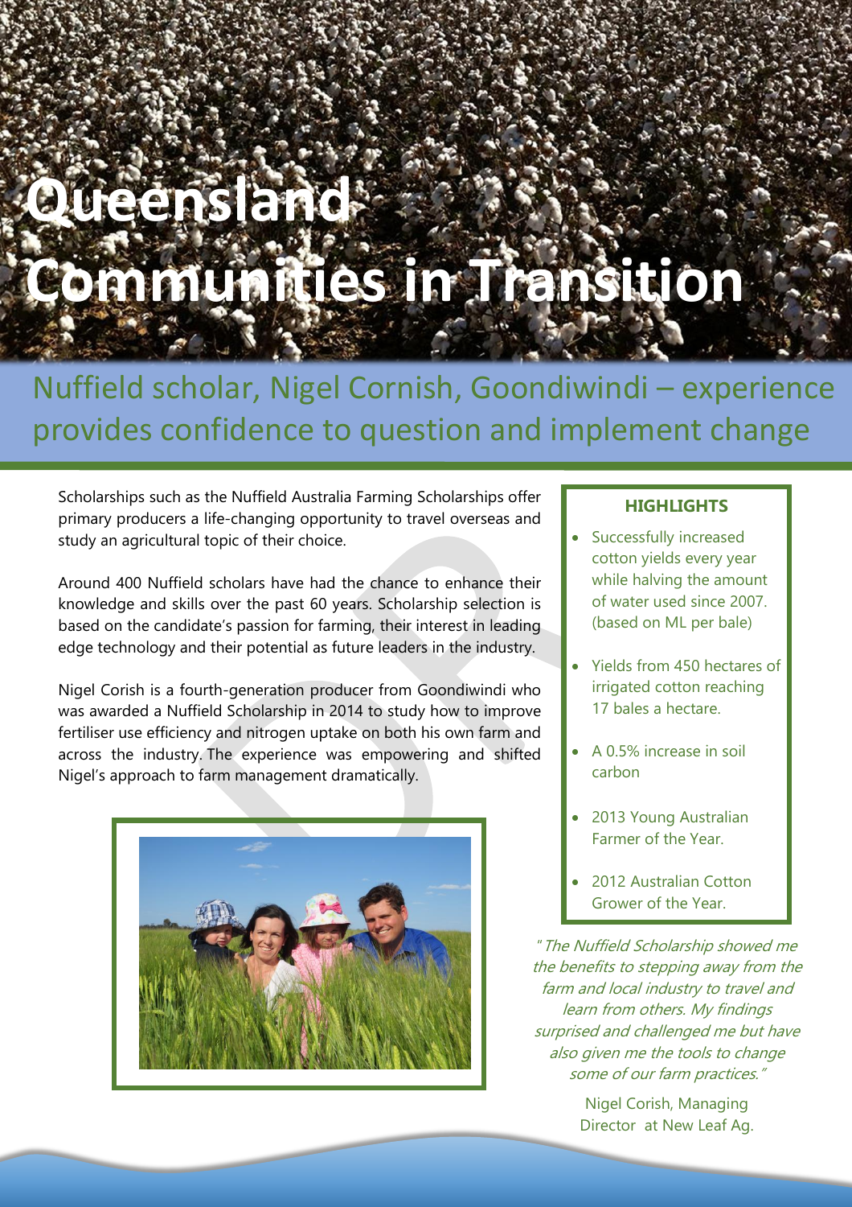# Queensland Communities in Transition

## Nuffield scholar, Nigel Cornish, Goondiwindi – experience provides confidence to question and implement change

Scholarships such as the Nuffield Australia Farming Scholarships offer primary producers a life-changing opportunity to travel overseas and study an agricultural topic of their choice.

Around 400 Nuffield scholars have had the chance to enhance their knowledge and skills over the past 60 years. Scholarship selection is based on the candidate's passion for farming, their interest in leading edge technology and their potential as future leaders in the industry.

Nigel Corish is a fourth-generation producer from Goondiwindi who was awarded a Nuffield Scholarship in 2014 to study how to improve fertiliser use efficiency and nitrogen uptake on both his own farm and across the industry. The experience was empowering and shifted Nigel's approach to farm management dramatically.

**HIGHLIGHTS**

- Successfully increased cotton yields every year while halving the amount of water used since 2007. (based on ML per bale)
- Yields from 450 hectares of irrigated cotton reaching 17 bales a hectare.
- A 0.5% increase in soil carbon
- 2013 Young Australian Farmer of the Year.
- 2012 Australian Cotton Grower of the Year.

*"The Nuffield Scholarship showed me the benefits to stepping away from the farm and local industry to travel and learn from others. My findings surprised and challenged me but have also given me the tools to change some of our farm practices."*

Nigel Corish, Managing Director at New Leaf Ag.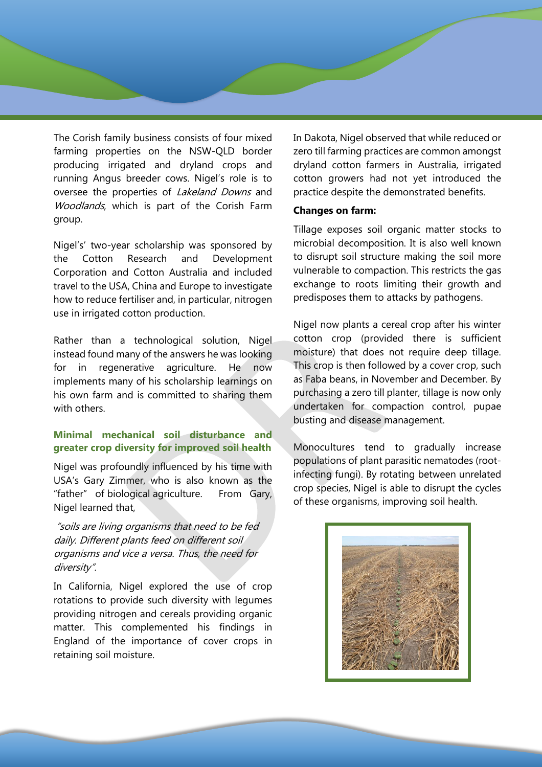The Corish family business consists of four mixed farming properties on the NSW-QLD border producing irrigated and dryland crops and running Angus breeder cows. Nigel's role is to oversee the properties of *Lakeland Downs* and *Woodlands*, which is part of the Corish Farm group.

Nigel's' two-year scholarship was sponsored by the Cotton Research and Development Corporation and Cotton Australia and included travel to the USA, China and Europe to investigate how to reduce fertiliser and, in particular, nitrogen use in irrigated cotton production.

Rather than a technological solution, Nigel instead found many of the answers he was looking for in regenerative agriculture. He now implements many of his scholarship learnings on his own farm and is committed to sharing them with others.

### Minimal mechanical soil disturbance and greater crop diversity for improved soil health

Nigel was profoundly influenced by his time with USA's Gary Zimmer, who is also known as the "father" of biological agriculture. From Gary, Nigel learned that,

*"soils are living organisms that need to be fed daily. Different plants feed on different soil organisms and vice a versa. Thus, the need for diversity".*

In California, Nigel explored the use of crop rotations to provide such diversity with legumes providing nitrogen and cereals providing organic matter. This complemented his findings in England of the importance of cover crops in retaining soil moisture.

In Dakota, Nigel observed that while reduced or zero till farming practices are common amongst dryland cotton farmers in Australia, irrigated cotton growers had not yet introduced the practice despite the demonstrated benefits.

**Changes on farm:**

Tillage exposes soil organic matter stocks to microbial decomposition. It is also well known to disrupt soil structure making the soil more vulnerable to compaction. This restricts the gas exchange to roots limiting their growth and predisposes them to attacks by pathogens.

Nigel now plants a cereal crop after his winter cotton crop (provided there is sufficient moisture) that does not require deep tillage. This crop is then followed by a cover crop, such as Faba beans, in November and December. By purchasing a zero till planter, tillage is now only undertaken for compaction control, pupae busting and disease management.

Monocultures tend to gradually increase populations of plant parasitic nematodes (root-infecting fungi). By rotating between unrelated crop species, Nigel is able to disrupt the cycles of these organisms, improving soil health.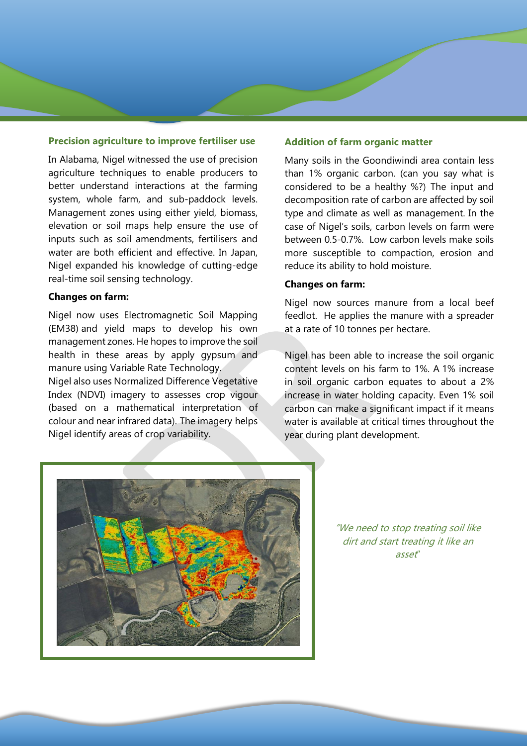### Precision agriculture to improve fertiliser use

In Alabama, Nigel witnessed the use of precision agriculture techniques to enable producers to better understand interactions at the farming system, whole farm, and sub-paddock levels. Management zones using either yield, biomass, elevation or soil maps help ensure the use of inputs such as soil amendments, fertilisers and water are both efficient and effective. In Japan, Nigel expanded his knowledge of cutting-edge real-time soil sensing technology.

**Changes on farm:**

Nigel now uses Electromagnetic Soil Mapping (EM38) and yield maps to develop his own management zones. He hopes to improve the soil health in these areas by apply gypsum and manure using Variable Rate Technology.
Nigel also uses Normalized Difference Vegetative Index (NDVI) imagery to assesses crop vigour (based on a mathematical interpretation of colour and near infrared data). The imagery helps Nigel identify areas of crop variability.

### Addition of farm organic matter

Many soils in the Goondiwindi area contain less than 1% organic carbon. (can you say what is considered to be a healthy %?) The input and decomposition rate of carbon are affected by soil type and climate as well as management. In the case of Nigel's soils, carbon levels on farm were between 0.5-0.7%. Low carbon levels make soils more susceptible to compaction, erosion and reduce its ability to hold moisture.

**Changes on farm:**

Nigel now sources manure from a local beef feedlot. He applies the manure with a spreader at a rate of 10 tonnes per hectare.

Nigel has been able to increase the soil organic content levels on his farm to 1%. A 1% increase in soil organic carbon equates to about a 2% increase in water holding capacity. Even 1% soil carbon can make a significant impact if it means water is available at critical times throughout the year during plant development.

*"We need to stop treating soil like dirt and start treating it like an asset"*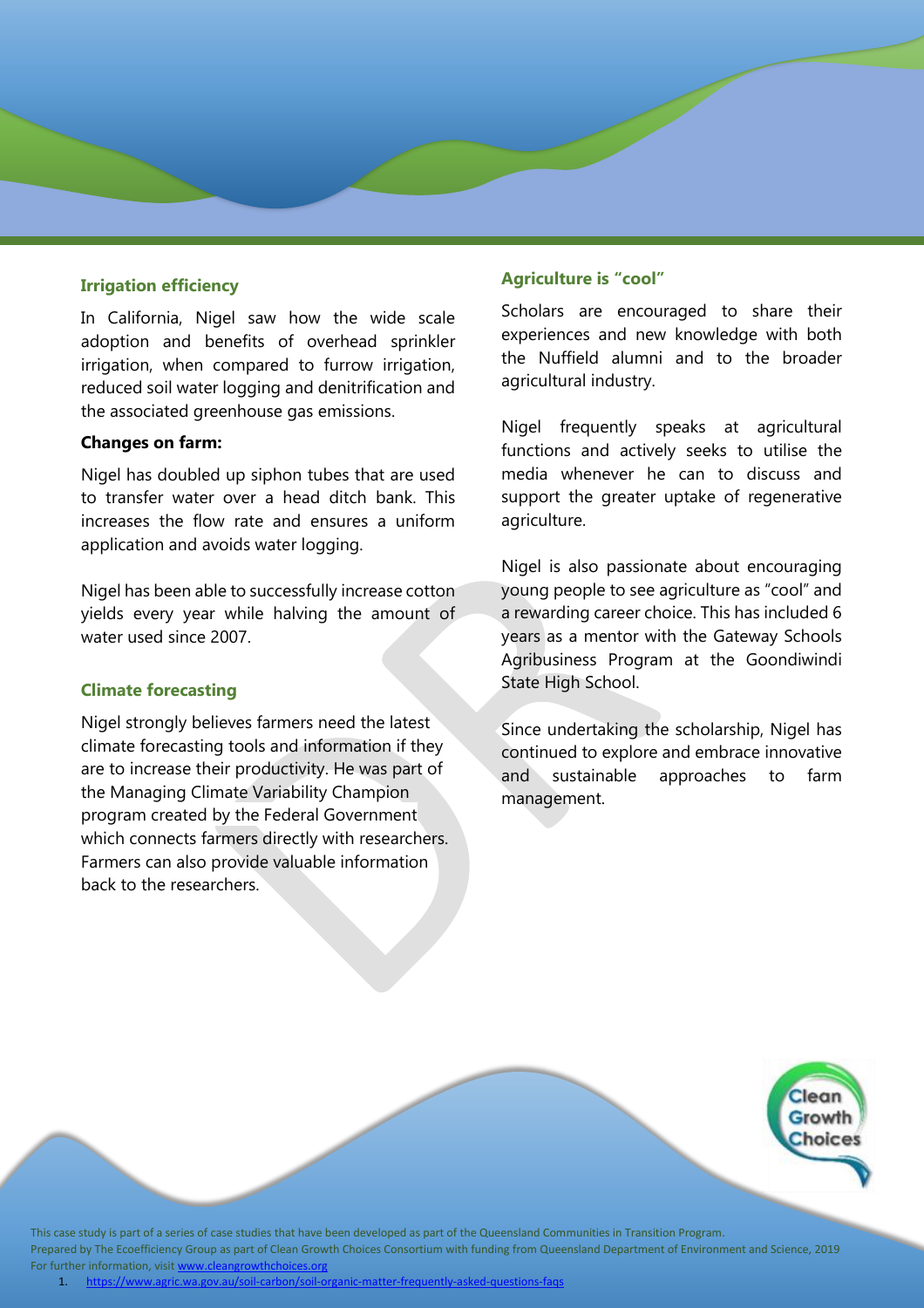### Irrigation efficiency

In California, Nigel saw how the wide scale adoption and benefits of overhead sprinkler irrigation, when compared to furrow irrigation, reduced soil water logging and denitrification and the associated greenhouse gas emissions.

**Changes on farm:**

Nigel has doubled up siphon tubes that are used to transfer water over a head ditch bank. This increases the flow rate and ensures a uniform application and avoids water logging.

Nigel has been able to successfully increase cotton yields every year while halving the amount of water used since 2007.

### Climate forecasting

Nigel strongly believes farmers need the latest climate forecasting tools and information if they are to increase their productivity. He was part of the Managing Climate Variability Champion program created by the Federal Government which connects farmers directly with researchers. Farmers can also provide valuable information back to the researchers.

### Agriculture is "cool"

Scholars are encouraged to share their experiences and new knowledge with both the Nuffield alumni and to the broader agricultural industry.

Nigel frequently speaks at agricultural functions and actively seeks to utilise the media whenever he can to discuss and support the greater uptake of regenerative agriculture.

Nigel is also passionate about encouraging young people to see agriculture as "cool" and a rewarding career choice. This has included 6 years as a mentor with the Gateway Schools Agribusiness Program at the Goondiwindi State High School.

Since undertaking the scholarship, Nigel has continued to explore and embrace innovative and sustainable approaches to farm management.

Clean Growth Choices

This case study is part of a series of case studies that have been developed as part of the Queensland Communities in Transition Program.
Prepared by The Ecoefficiency Group as part of Clean Growth Choices Consortium with funding from Queensland Department of Environment and Science, 2019
For further information, visit www.cleangrowthchoices.org

1. https://www.agric.wa.gov.au/soil-carbon/soil-organic-matter-frequently-asked-questions-faqs